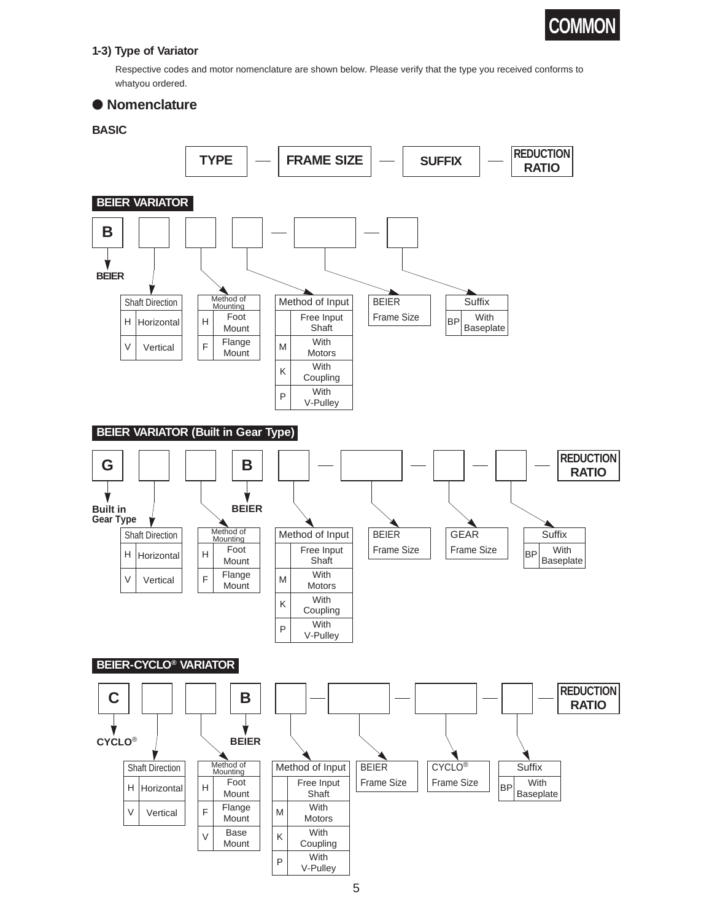## 1-3) Type of Variator

Respective codes and motor nomenclature are shown below. Please verify that the type you received conforms to whatyou ordered.

### ● Nomenclature

**BASIC**

**TYPE** — **FRAME SIZE** — **SUFFIX** — **REDUCTION RATIO**

#### BEIER VARIATOR

B ☐ ☐ ☐ — ☐ — ☐

- **B**: BEIER

| Shaft Direction | |
|---|---|
| H | Horizontal |
| V | Vertical |

| Method of Mounting | |
|---|---|
| H | Foot Mount |
| F | Flange Mount |

| Method of Input | |
|---|---|
| | Free Input Shaft |
| M | With Motors |
| K | With Coupling |
| P | With V-Pulley |

BEIER Frame Size

| Suffix | |
|---|---|
| BP | With Baseplate |

#### BEIER VARIATOR (Built in Gear Type)

G ☐ ☐ B ☐ — ☐ — ☐ — ☐ — REDUCTION RATIO

- **G**: Built in Gear Type
- **B**: BEIER

| Shaft Direction | |
|---|---|
| H | Horizontal |
| V | Vertical |

| Method of Mounting | |
|---|---|
| H | Foot Mount |
| F | Flange Mount |

| Method of Input | |
|---|---|
| | Free Input Shaft |
| M | With Motors |
| K | With Coupling |
| P | With V-Pulley |

BEIER Frame Size

GEAR Frame Size

| Suffix | |
|---|---|
| BP | With Baseplate |

#### BEIER-CYCLO® VARIATOR

C ☐ ☐ B ☐ — ☐ — ☐ — ☐ — REDUCTION RATIO

- **C**: CYCLO®
- **B**: BEIER

| Shaft Direction | |
|---|---|
| H | Horizontal |
| V | Vertical |

| Method of Mounting | |
|---|---|
| H | Foot Mount |
| F | Flange Mount |
| V | Base Mount |

| Method of Input | |
|---|---|
| | Free Input Shaft |
| M | With Motors |
| K | With Coupling |
| P | With V-Pulley |

BEIER Frame Size

CYCLO® Frame Size

| Suffix | |
|---|---|
| BP | With Baseplate |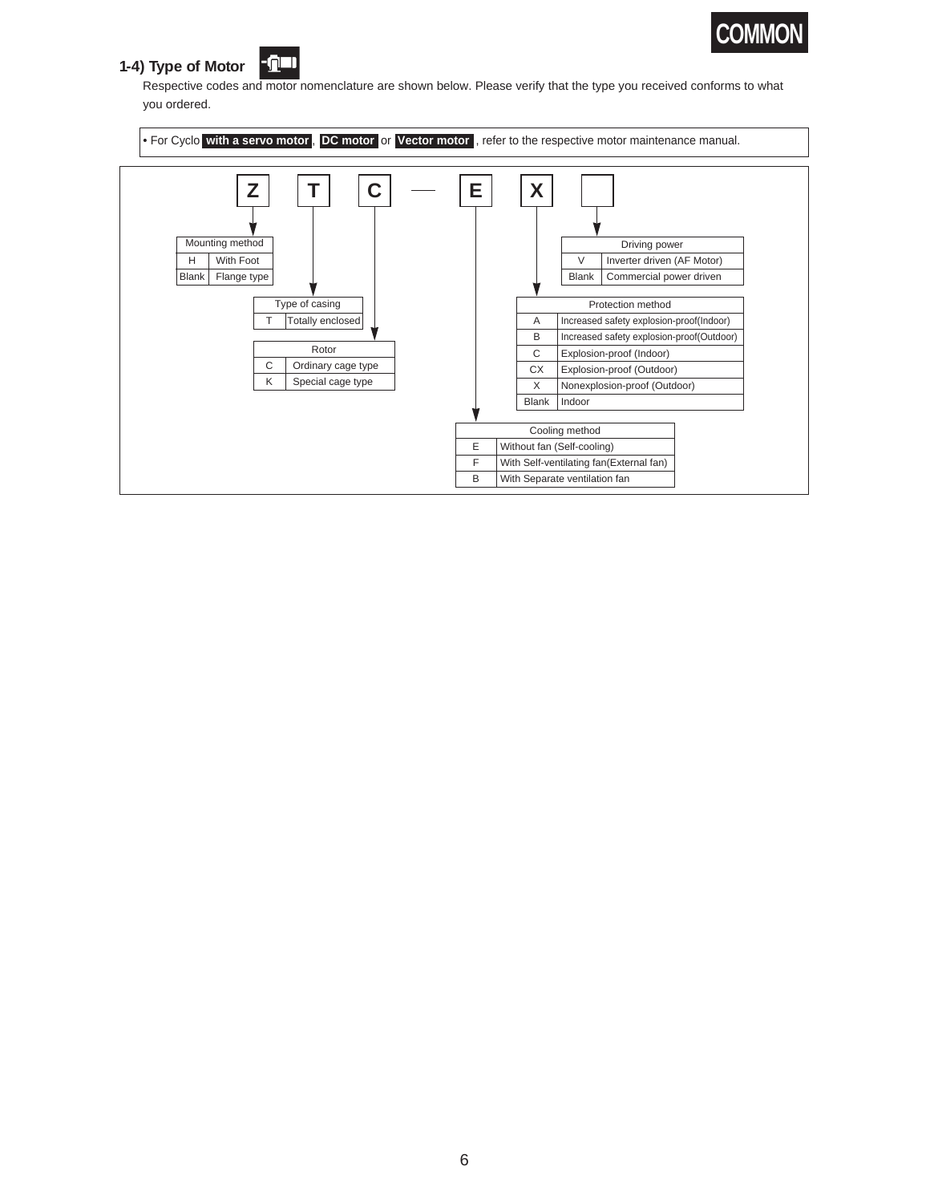## 1-4) Type of Motor

Respective codes and motor nomenclature are shown below. Please verify that the type you received conforms to what you ordered.

• For Cyclo **with a servo motor**, **DC motor** or **Vector motor**, refer to the respective motor maintenance manual.

**Z T C — E X □**

| Mounting method | |
|---|---|
| H | With Foot |
| Blank | Flange type |

| Type of casing | |
|---|---|
| T | Totally enclosed |

| Rotor | |
|---|---|
| C | Ordinary cage type |
| K | Special cage type |

| Cooling method | |
|---|---|
| E | Without fan (Self-cooling) |
| F | With Self-ventilating fan(External fan) |
| B | With Separate ventilation fan |

| Protection method | |
|---|---|
| A | Increased safety explosion-proof(Indoor) |
| B | Increased safety explosion-proof(Outdoor) |
| C | Explosion-proof (Indoor) |
| CX | Explosion-proof (Outdoor) |
| X | Nonexplosion-proof (Outdoor) |
| Blank | Indoor |

| Driving power | |
|---|---|
| V | Inverter driven (AF Motor) |
| Blank | Commercial power driven |